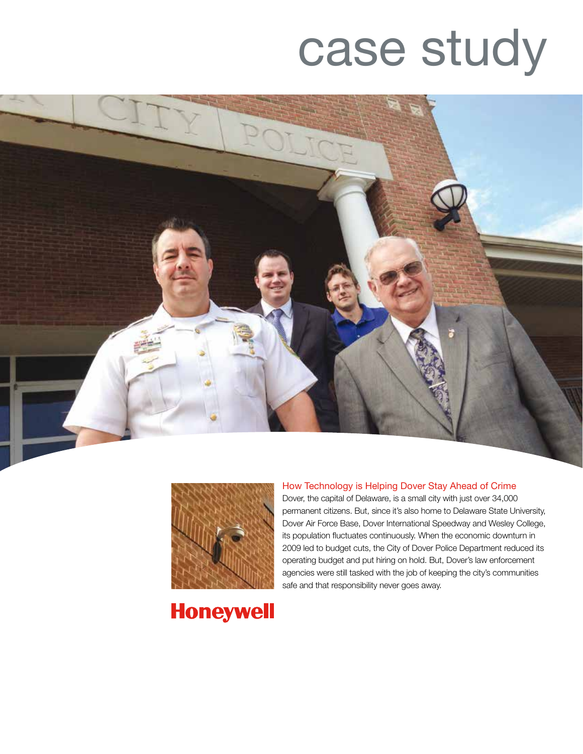# case study

## How Technology is Helping Dover Stay Ahead of Crime

Dover, the capital of Delaware, is a small city with just over 34,000 permanent citizens. But, since it's also home to Delaware State University, Dover Air Force Base, Dover International Speedway and Wesley College, its population fluctuates continuously. When the economic downturn in 2009 led to budget cuts, the City of Dover Police Department reduced its operating budget and put hiring on hold. But, Dover's law enforcement agencies were still tasked with the job of keeping the city's communities safe and that responsibility never goes away.

**Honeywell**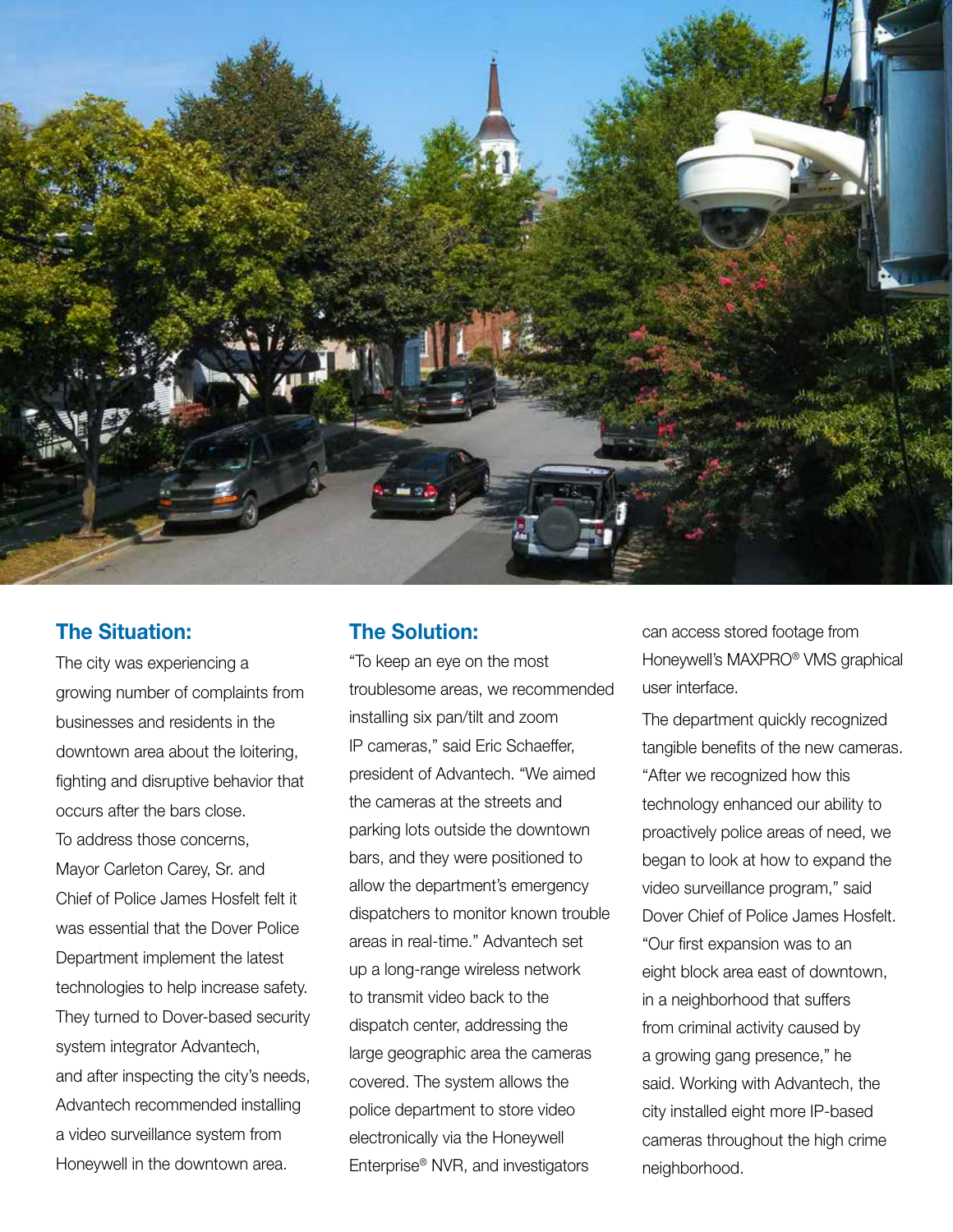## The Situation:

The city was experiencing a growing number of complaints from businesses and residents in the downtown area about the loitering, fighting and disruptive behavior that occurs after the bars close.

To address those concerns, Mayor Carleton Carey, Sr. and Chief of Police James Hosfelt felt it was essential that the Dover Police Department implement the latest technologies to help increase safety. They turned to Dover-based security system integrator Advantech, and after inspecting the city's needs, Advantech recommended installing a video surveillance system from Honeywell in the downtown area.

## The Solution:

"To keep an eye on the most troublesome areas, we recommended installing six pan/tilt and zoom IP cameras," said Eric Schaeffer, president of Advantech. "We aimed the cameras at the streets and parking lots outside the downtown bars, and they were positioned to allow the department's emergency dispatchers to monitor known trouble areas in real-time." Advantech set up a long-range wireless network to transmit video back to the dispatch center, addressing the large geographic area the cameras covered. The system allows the police department to store video electronically via the Honeywell Enterprise® NVR, and investigators can access stored footage from Honeywell's MAXPRO® VMS graphical user interface.

The department quickly recognized tangible benefits of the new cameras. "After we recognized how this technology enhanced our ability to proactively police areas of need, we began to look at how to expand the video surveillance program," said Dover Chief of Police James Hosfelt. "Our first expansion was to an eight block area east of downtown, in a neighborhood that suffers from criminal activity caused by a growing gang presence," he said. Working with Advantech, the city installed eight more IP-based cameras throughout the high crime neighborhood.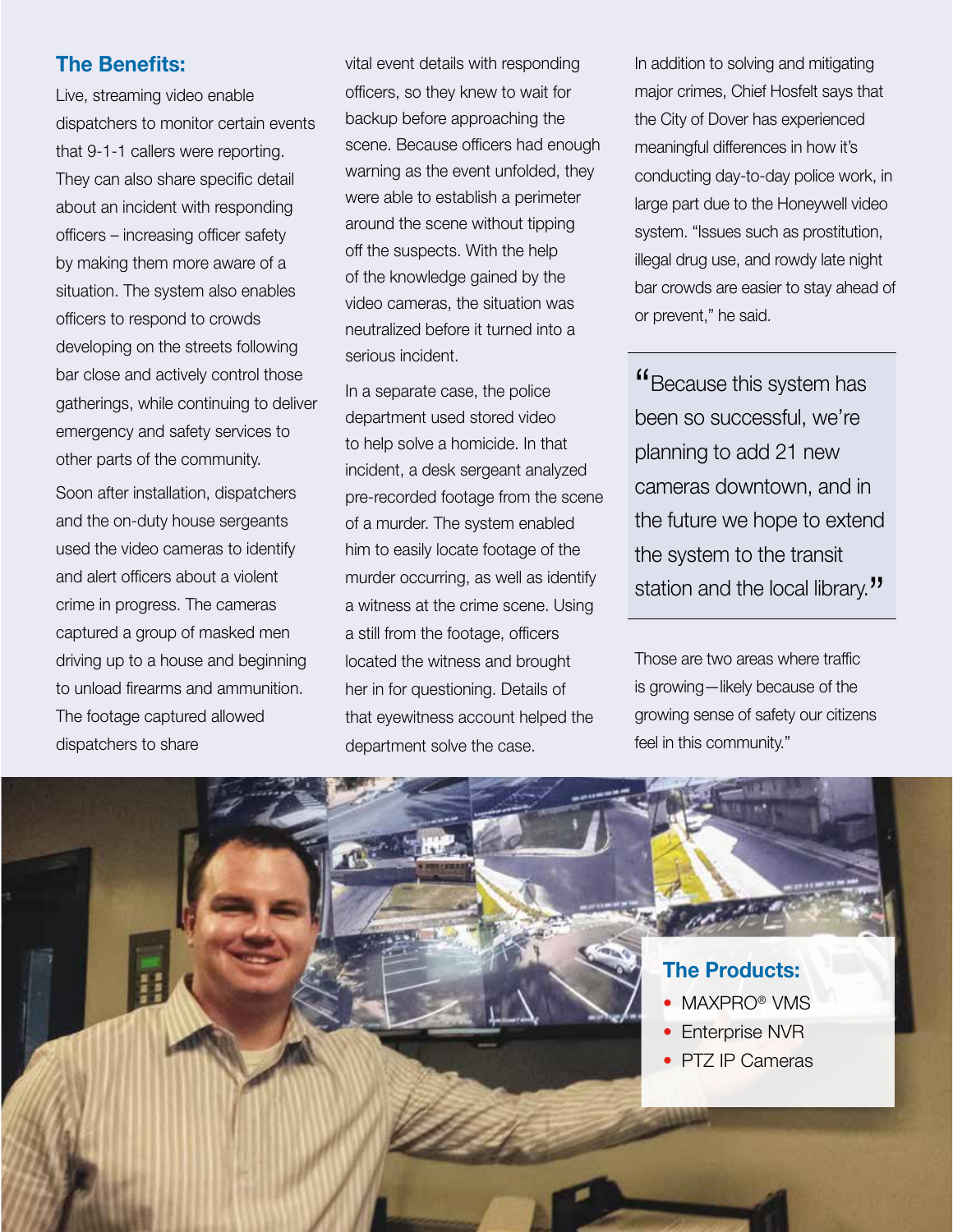## The Benefits:

Live, streaming video enable dispatchers to monitor certain events that 9-1-1 callers were reporting. They can also share specific detail about an incident with responding officers – increasing officer safety by making them more aware of a situation. The system also enables officers to respond to crowds developing on the streets following bar close and actively control those gatherings, while continuing to deliver emergency and safety services to other parts of the community.

Soon after installation, dispatchers and the on-duty house sergeants used the video cameras to identify and alert officers about a violent crime in progress. The cameras captured a group of masked men driving up to a house and beginning to unload firearms and ammunition. The footage captured allowed dispatchers to share vital event details with responding officers, so they knew to wait for backup before approaching the scene. Because officers had enough warning as the event unfolded, they were able to establish a perimeter around the scene without tipping off the suspects. With the help of the knowledge gained by the video cameras, the situation was neutralized before it turned into a serious incident.

In a separate case, the police department used stored video to help solve a homicide. In that incident, a desk sergeant analyzed pre-recorded footage from the scene of a murder. The system enabled him to easily locate footage of the murder occurring, as well as identify a witness at the crime scene. Using a still from the footage, officers located the witness and brought her in for questioning. Details of that eyewitness account helped the department solve the case.

In addition to solving and mitigating major crimes, Chief Hosfelt says that the City of Dover has experienced meaningful differences in how it's conducting day-to-day police work, in large part due to the Honeywell video system. "Issues such as prostitution, illegal drug use, and rowdy late night bar crowds are easier to stay ahead of or prevent," he said.

> "Because this system has been so successful, we're planning to add 21 new cameras downtown, and in the future we hope to extend the system to the transit station and the local library."

Those are two areas where traffic is growing—likely because of the growing sense of safety our citizens feel in this community."

## The Products:

- MAXPRO® VMS
- Enterprise NVR
- PTZ IP Cameras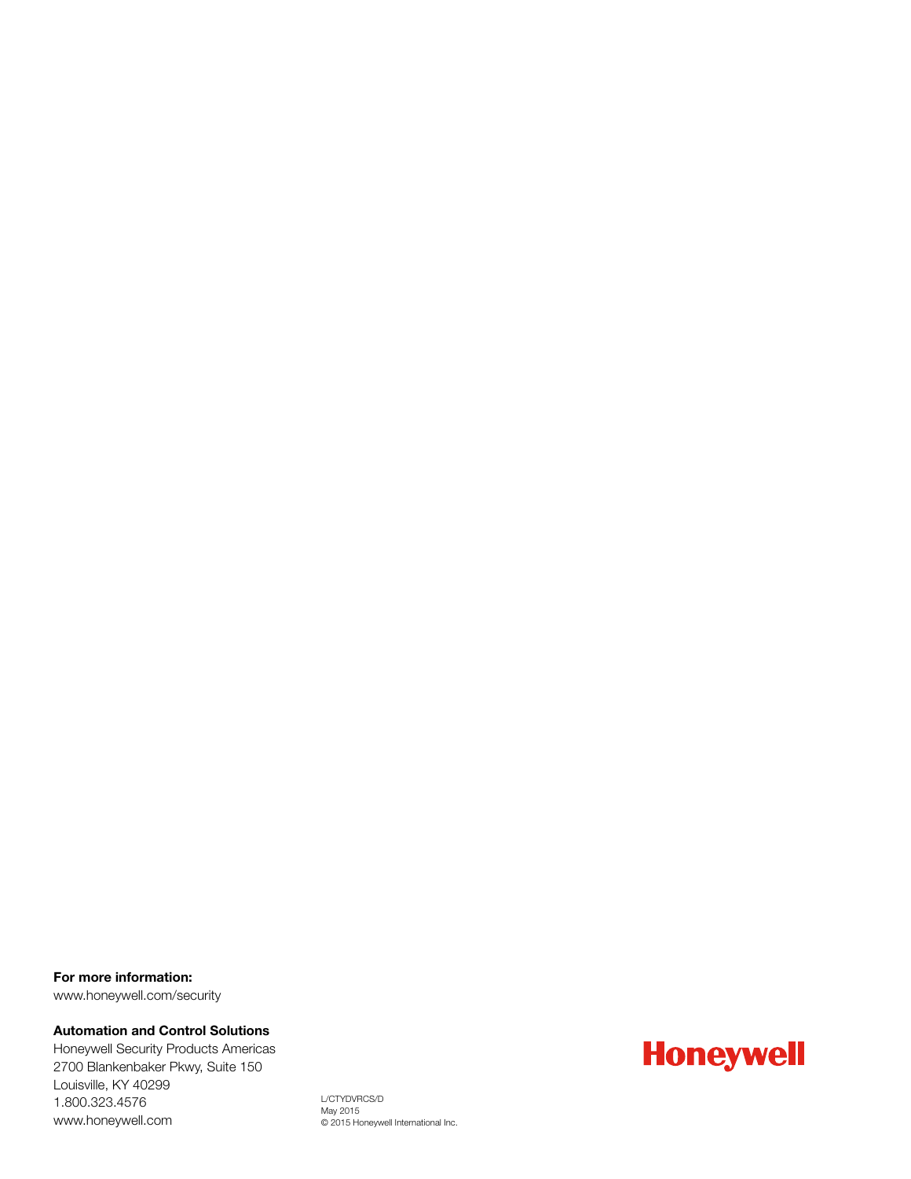**For more information:**

www.honeywell.com/security

**Automation and Control Solutions**

Honeywell Security Products Americas
2700 Blankenbaker Pkwy, Suite 150
Louisville, KY 40299
1.800.323.4576
www.honeywell.com

L/CTYDVRCS/D
May 2015
© 2015 Honeywell International Inc.

Honeywell